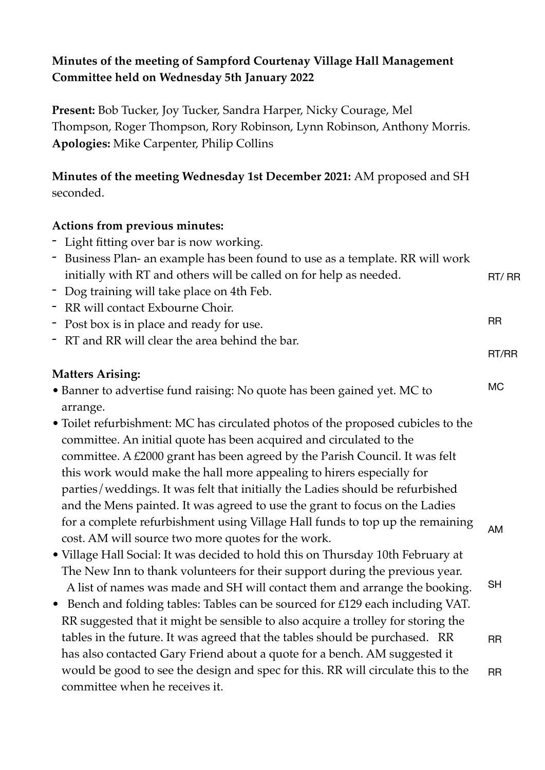**Minutes of the meeting of Sampford Courtenay Village Hall Management Committee held on Wednesday 5th January 2022**

**Present:** Bob Tucker, Joy Tucker, Sandra Harper, Nicky Courage, Mel Thompson, Roger Thompson, Rory Robinson, Lynn Robinson, Anthony Morris.
**Apologies:** Mike Carpenter, Philip Collins

**Minutes of the meeting Wednesday 1st December 2021:** AM proposed and SH seconded.

**Actions from previous minutes:**

- Light fitting over bar is now working.
- Business Plan- an example has been found to use as a template. RR will work initially with RT and others will be called on for help as needed. RT/ RR
- Dog training will take place on 4th Feb.
- RR will contact Exbourne Choir. RR
- Post box is in place and ready for use.
- RT and RR will clear the area behind the bar. RT/RR

**Matters Arising:**

- Banner to advertise fund raising: No quote has been gained yet. MC to arrange. MC
- Toilet refurbishment: MC has circulated photos of the proposed cubicles to the committee. An initial quote has been acquired and circulated to the committee. A £2000 grant has been agreed by the Parish Council. It was felt this work would make the hall more appealing to hirers especially for parties/weddings. It was felt that initially the Ladies should be refurbished and the Mens painted. It was agreed to use the grant to focus on the Ladies for a complete refurbishment using Village Hall funds to top up the remaining cost. AM will source two more quotes for the work. AM
- Village Hall Social: It was decided to hold this on Thursday 10th February at The New Inn to thank volunteers for their support during the previous year. A list of names was made and SH will contact them and arrange the booking. SH
- Bench and folding tables: Tables can be sourced for £129 each including VAT. RR suggested that it might be sensible to also acquire a trolley for storing the tables in the future. It was agreed that the tables should be purchased. RR has also contacted Gary Friend about a quote for a bench. AM suggested it would be good to see the design and spec for this. RR will circulate this to the committee when he receives it. RR RR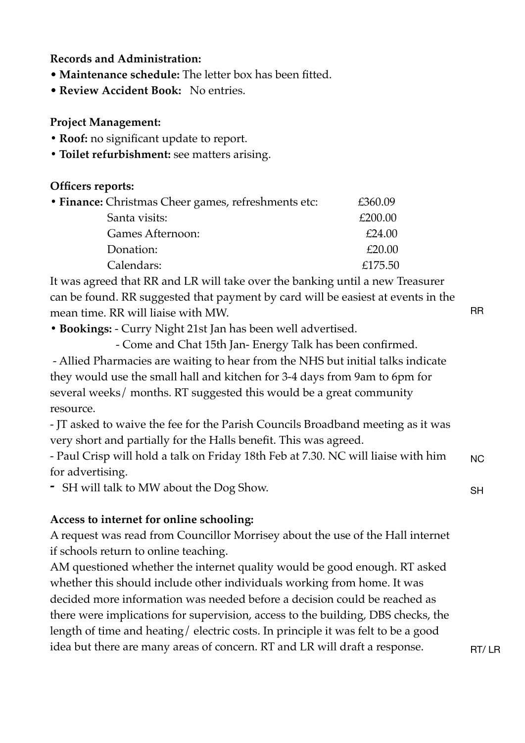**Records and Administration:**

- **Maintenance schedule:** The letter box has been fitted.
- **Review Accident Book:** No entries.

**Project Management:**

- **Roof:** no significant update to report.
- **Toilet refurbishment:** see matters arising.

**Officers reports:**

- **Finance:** Christmas Cheer games, refreshments etc: £360.09
  - Santa visits: £200.00
  - Games Afternoon: £24.00
  - Donation: £20.00
  - Calendars: £175.50

It was agreed that RR and LR will take over the banking until a new Treasurer can be found. RR suggested that payment by card will be easiest at events in the mean time. RR will liaise with MW. RR

- **Bookings:** - Curry Night 21st Jan has been well advertised.
  - Come and Chat 15th Jan- Energy Talk has been confirmed.
  - Allied Pharmacies are waiting to hear from the NHS but initial talks indicate they would use the small hall and kitchen for 3-4 days from 9am to 6pm for several weeks/ months. RT suggested this would be a great community resource.
  - JT asked to waive the fee for the Parish Councils Broadband meeting as it was very short and partially for the Halls benefit. This was agreed.
  - Paul Crisp will hold a talk on Friday 18th Feb at 7.30. NC will liaise with him for advertising. NC
  - SH will talk to MW about the Dog Show. SH

**Access to internet for online schooling:**

A request was read from Councillor Morrisey about the use of the Hall internet if schools return to online teaching.

AM questioned whether the internet quality would be good enough. RT asked whether this should include other individuals working from home. It was decided more information was needed before a decision could be reached as there were implications for supervision, access to the building, DBS checks, the length of time and heating/ electric costs. In principle it was felt to be a good idea but there are many areas of concern. RT and LR will draft a response. RT/ LR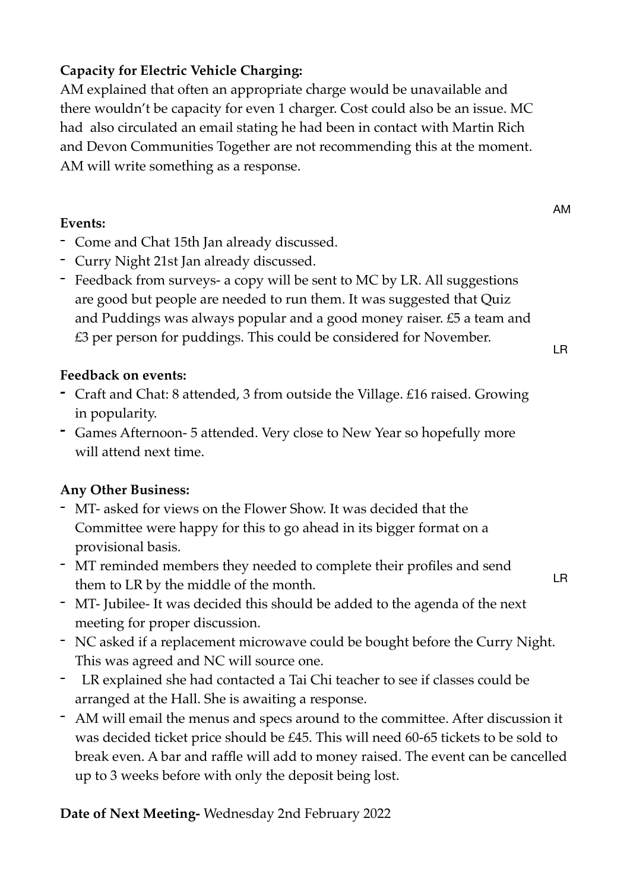**Capacity for Electric Vehicle Charging:**

AM explained that often an appropriate charge would be unavailable and there wouldn't be capacity for even 1 charger. Cost could also be an issue. MC had also circulated an email stating he had been in contact with Martin Rich and Devon Communities Together are not recommending this at the moment. AM will write something as a response.

AM

**Events:**

- Come and Chat 15th Jan already discussed.
- Curry Night 21st Jan already discussed.
- Feedback from surveys- a copy will be sent to MC by LR. All suggestions are good but people are needed to run them. It was suggested that Quiz and Puddings was always popular and a good money raiser. £5 a team and £3 per person for puddings. This could be considered for November.

LR

**Feedback on events:**

- Craft and Chat: 8 attended, 3 from outside the Village. £16 raised. Growing in popularity.
- Games Afternoon- 5 attended. Very close to New Year so hopefully more will attend next time.

**Any Other Business:**

- MT- asked for views on the Flower Show. It was decided that the Committee were happy for this to go ahead in its bigger format on a provisional basis.
- MT reminded members they needed to complete their profiles and send them to LR by the middle of the month. LR
- MT- Jubilee- It was decided this should be added to the agenda of the next meeting for proper discussion.
- NC asked if a replacement microwave could be bought before the Curry Night. This was agreed and NC will source one.
- LR explained she had contacted a Tai Chi teacher to see if classes could be arranged at the Hall. She is awaiting a response.
- AM will email the menus and specs around to the committee. After discussion it was decided ticket price should be £45. This will need 60-65 tickets to be sold to break even. A bar and raffle will add to money raised. The event can be cancelled up to 3 weeks before with only the deposit being lost.

**Date of Next Meeting-** Wednesday 2nd February 2022